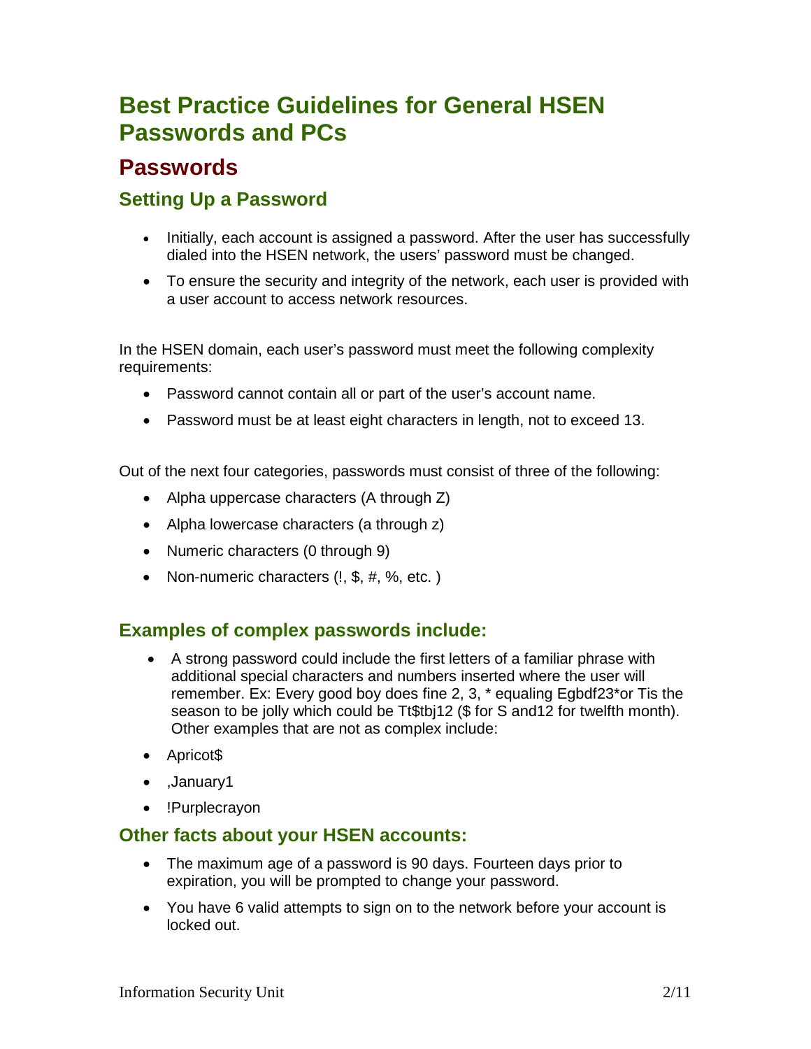# Best Practice Guidelines for General HSEN Passwords and PCs

## Passwords

### Setting Up a Password

- Initially, each account is assigned a password. After the user has successfully dialed into the HSEN network, the users' password must be changed.
- To ensure the security and integrity of the network, each user is provided with a user account to access network resources.

In the HSEN domain, each user's password must meet the following complexity requirements:

- Password cannot contain all or part of the user's account name.
- Password must be at least eight characters in length, not to exceed 13.

Out of the next four categories, passwords must consist of three of the following:

- Alpha uppercase characters (A through Z)
- Alpha lowercase characters (a through z)
- Numeric characters (0 through 9)
- Non-numeric characters (!, $, #, %, etc. )

### Examples of complex passwords include:

- A strong password could include the first letters of a familiar phrase with additional special characters and numbers inserted where the user will remember. Ex: Every good boy does fine 2, 3, * equaling Egbdf23*or Tis the season to be jolly which could be Tt$tbj12 ($ for S and12 for twelfth month). Other examples that are not as complex include:
- Apricot$
- ,January1
- !Purplecrayon

### Other facts about your HSEN accounts:

- The maximum age of a password is 90 days. Fourteen days prior to expiration, you will be prompted to change your password.
- You have 6 valid attempts to sign on to the network before your account is locked out.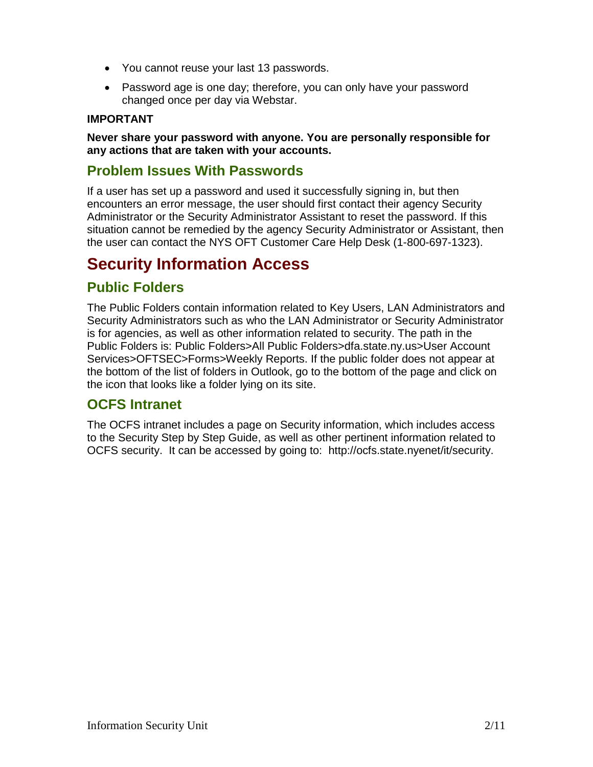- You cannot reuse your last 13 passwords.
- Password age is one day; therefore, you can only have your password changed once per day via Webstar.

**IMPORTANT**

**Never share your password with anyone. You are personally responsible for any actions that are taken with your accounts.**

## Problem Issues With Passwords

If a user has set up a password and used it successfully signing in, but then encounters an error message, the user should first contact their agency Security Administrator or the Security Administrator Assistant to reset the password. If this situation cannot be remedied by the agency Security Administrator or Assistant, then the user can contact the NYS OFT Customer Care Help Desk (1-800-697-1323).

# Security Information Access

## Public Folders

The Public Folders contain information related to Key Users, LAN Administrators and Security Administrators such as who the LAN Administrator or Security Administrator is for agencies, as well as other information related to security. The path in the Public Folders is: Public Folders>All Public Folders>dfa.state.ny.us>User Account Services>OFTSEC>Forms>Weekly Reports. If the public folder does not appear at the bottom of the list of folders in Outlook, go to the bottom of the page and click on the icon that looks like a folder lying on its site.

## OCFS Intranet

The OCFS intranet includes a page on Security information, which includes access to the Security Step by Step Guide, as well as other pertinent information related to OCFS security. It can be accessed by going to: http://ocfs.state.nyenet/it/security.